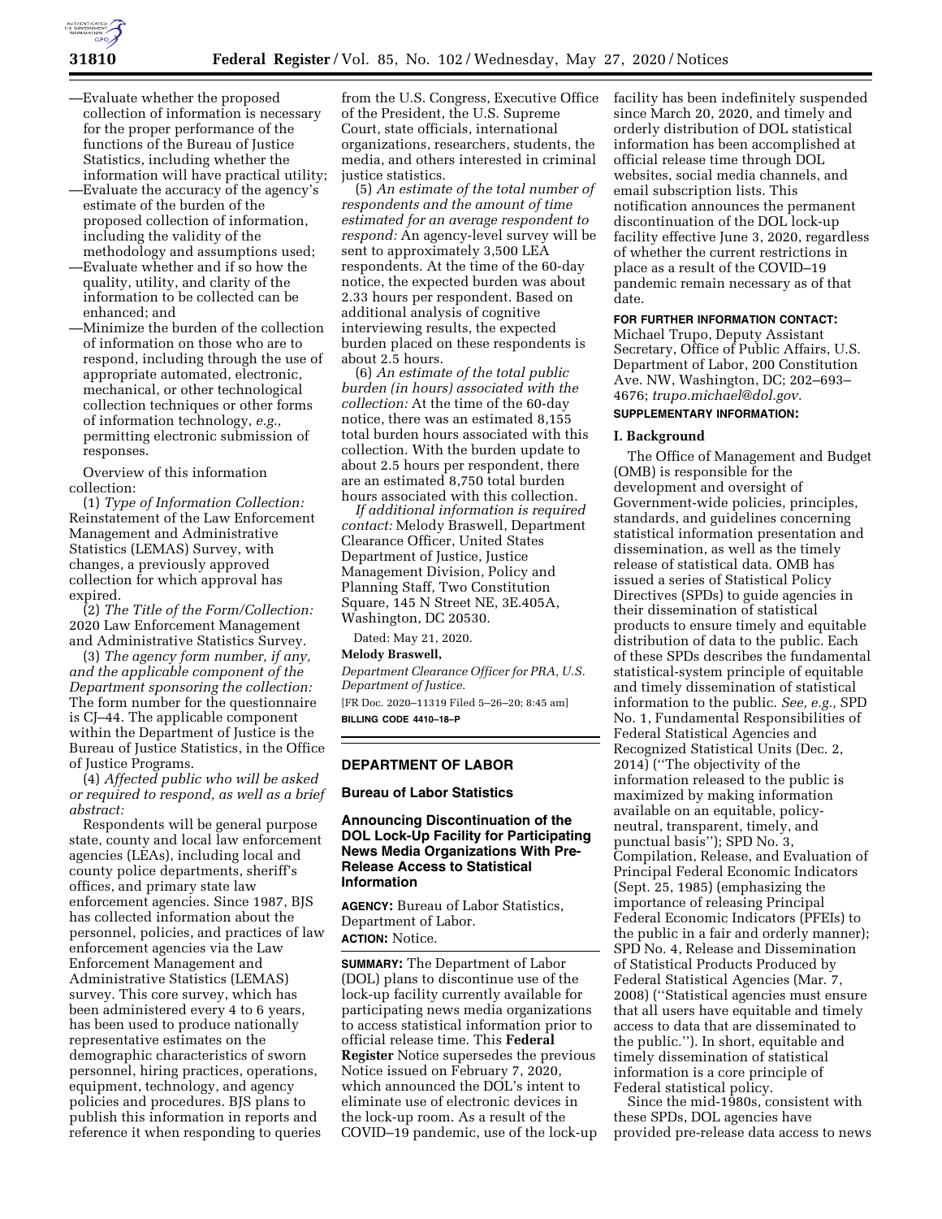—Evaluate whether the proposed collection of information is necessary for the proper performance of the functions of the Bureau of Justice Statistics, including whether the information will have practical utility;

—Evaluate the accuracy of the agency's estimate of the burden of the proposed collection of information, including the validity of the methodology and assumptions used;

—Evaluate whether and if so how the quality, utility, and clarity of the information to be collected can be enhanced; and

—Minimize the burden of the collection of information on those who are to respond, including through the use of appropriate automated, electronic, mechanical, or other technological collection techniques or other forms of information technology, *e.g.,* permitting electronic submission of responses.

Overview of this information collection:

(1) *Type of Information Collection:* Reinstatement of the Law Enforcement Management and Administrative Statistics (LEMAS) Survey, with changes, a previously approved collection for which approval has expired.

(2) *The Title of the Form/Collection:* 2020 Law Enforcement Management and Administrative Statistics Survey.

(3) *The agency form number, if any, and the applicable component of the Department sponsoring the collection:* The form number for the questionnaire is CJ–44. The applicable component within the Department of Justice is the Bureau of Justice Statistics, in the Office of Justice Programs.

(4) *Affected public who will be asked or required to respond, as well as a brief abstract:*

Respondents will be general purpose state, county and local law enforcement agencies (LEAs), including local and county police departments, sheriff's offices, and primary state law enforcement agencies. Since 1987, BJS has collected information about the personnel, policies, and practices of law enforcement agencies via the Law Enforcement Management and Administrative Statistics (LEMAS) survey. This core survey, which has been administered every 4 to 6 years, has been used to produce nationally representative estimates on the demographic characteristics of sworn personnel, hiring practices, operations, equipment, technology, and agency policies and procedures. BJS plans to publish this information in reports and reference it when responding to queries from the U.S. Congress, Executive Office of the President, the U.S. Supreme Court, state officials, international organizations, researchers, students, the media, and others interested in criminal justice statistics.

(5) *An estimate of the total number of respondents and the amount of time estimated for an average respondent to respond:* An agency-level survey will be sent to approximately 3,500 LEA respondents. At the time of the 60-day notice, the expected burden was about 2.33 hours per respondent. Based on additional analysis of cognitive interviewing results, the expected burden placed on these respondents is about 2.5 hours.

(6) *An estimate of the total public burden (in hours) associated with the collection:* At the time of the 60-day notice, there was an estimated 8,155 total burden hours associated with this collection. With the burden update to about 2.5 hours per respondent, there are an estimated 8,750 total burden hours associated with this collection.

*If additional information is required contact:* Melody Braswell, Department Clearance Officer, United States Department of Justice, Justice Management Division, Policy and Planning Staff, Two Constitution Square, 145 N Street NE, 3E.405A, Washington, DC 20530.

Dated: May 21, 2020.

**Melody Braswell,**

*Department Clearance Officer for PRA, U.S. Department of Justice.*

[FR Doc. 2020–11319 Filed 5–26–20; 8:45 am]

**BILLING CODE 4410–18–P**

## DEPARTMENT OF LABOR

### Bureau of Labor Statistics

### Announcing Discontinuation of the DOL Lock-Up Facility for Participating News Media Organizations With Pre-Release Access to Statistical Information

**AGENCY:** Bureau of Labor Statistics, Department of Labor.

**ACTION:** Notice.

**SUMMARY:** The Department of Labor (DOL) plans to discontinue use of the lock-up facility currently available for participating news media organizations to access statistical information prior to official release time. This **Federal Register** Notice supersedes the previous Notice issued on February 7, 2020, which announced the DOL's intent to eliminate use of electronic devices in the lock-up room. As a result of the COVID–19 pandemic, use of the lock-up facility has been indefinitely suspended since March 20, 2020, and timely and orderly distribution of DOL statistical information has been accomplished at official release time through DOL websites, social media channels, and email subscription lists. This notification announces the permanent discontinuation of the DOL lock-up facility effective June 3, 2020, regardless of whether the current restrictions in place as a result of the COVID–19 pandemic remain necessary as of that date.

**FOR FURTHER INFORMATION CONTACT:** Michael Trupo, Deputy Assistant Secretary, Office of Public Affairs, U.S. Department of Labor, 200 Constitution Ave. NW, Washington, DC; 202–693–4676; *trupo.michael@dol.gov.*

**SUPPLEMENTARY INFORMATION:**

**I. Background**

The Office of Management and Budget (OMB) is responsible for the development and oversight of Government-wide policies, principles, standards, and guidelines concerning statistical information presentation and dissemination, as well as the timely release of statistical data. OMB has issued a series of Statistical Policy Directives (SPDs) to guide agencies in their dissemination of statistical products to ensure timely and equitable distribution of data to the public. Each of these SPDs describes the fundamental statistical-system principle of equitable and timely dissemination of statistical information to the public. *See, e.g.,* SPD No. 1, Fundamental Responsibilities of Federal Statistical Agencies and Recognized Statistical Units (Dec. 2, 2014) (''The objectivity of the information released to the public is maximized by making information available on an equitable, policy-neutral, transparent, timely, and punctual basis''); SPD No. 3, Compilation, Release, and Evaluation of Principal Federal Economic Indicators (Sept. 25, 1985) (emphasizing the importance of releasing Principal Federal Economic Indicators (PFEIs) to the public in a fair and orderly manner); SPD No. 4, Release and Dissemination of Statistical Products Produced by Federal Statistical Agencies (Mar. 7, 2008) (''Statistical agencies must ensure that all users have equitable and timely access to data that are disseminated to the public.''). In short, equitable and timely dissemination of statistical information is a core principle of Federal statistical policy.

Since the mid-1980s, consistent with these SPDs, DOL agencies have provided pre-release data access to news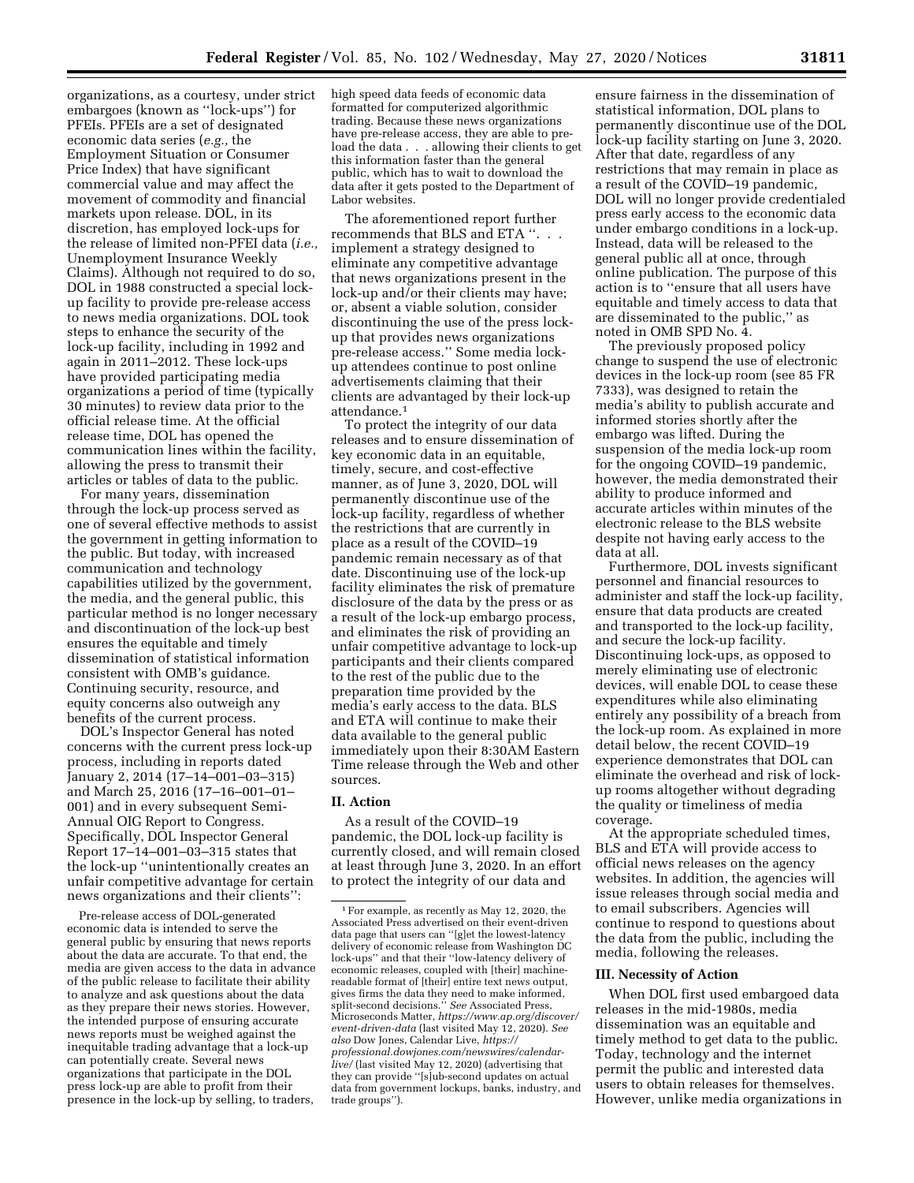organizations, as a courtesy, under strict embargoes (known as ''lock-ups'') for PFEIs. PFEIs are a set of designated economic data series (*e.g.,* the Employment Situation or Consumer Price Index) that have significant commercial value and may affect the movement of commodity and financial markets upon release. DOL, in its discretion, has employed lock-ups for the release of limited non-PFEI data (*i.e.,* Unemployment Insurance Weekly Claims). Although not required to do so, DOL in 1988 constructed a special lock-up facility to provide pre-release access to news media organizations. DOL took steps to enhance the security of the lock-up facility, including in 1992 and again in 2011–2012. These lock-ups have provided participating media organizations a period of time (typically 30 minutes) to review data prior to the official release time. At the official release time, DOL has opened the communication lines within the facility, allowing the press to transmit their articles or tables of data to the public.

For many years, dissemination through the lock-up process served as one of several effective methods to assist the government in getting information to the public. But today, with increased communication and technology capabilities utilized by the government, the media, and the general public, this particular method is no longer necessary and discontinuation of the lock-up best ensures the equitable and timely dissemination of statistical information consistent with OMB's guidance. Continuing security, resource, and equity concerns also outweigh any benefits of the current process.

DOL's Inspector General has noted concerns with the current press lock-up process, including in reports dated January 2, 2014 (17–14–001–03–315) and March 25, 2016 (17–16–001–01–001) and in every subsequent Semi-Annual OIG Report to Congress. Specifically, DOL Inspector General Report 17–14–001–03–315 states that the lock-up ''unintentionally creates an unfair competitive advantage for certain news organizations and their clients'':

> Pre-release access of DOL-generated economic data is intended to serve the general public by ensuring that news reports about the data are accurate. To that end, the media are given access to the data in advance of the public release to facilitate their ability to analyze and ask questions about the data as they prepare their news stories. However, the intended purpose of ensuring accurate news reports must be weighed against the inequitable trading advantage that a lock-up can potentially create. Several news organizations that participate in the DOL press lock-up are able to profit from their presence in the lock-up by selling, to traders, high speed data feeds of economic data formatted for computerized algorithmic trading. Because these news organizations have pre-release access, they are able to pre-load the data . . . allowing their clients to get this information faster than the general public, which has to wait to download the data after it gets posted to the Department of Labor websites.

The aforementioned report further recommends that BLS and ETA ''. . . implement a strategy designed to eliminate any competitive advantage that news organizations present in the lock-up and/or their clients may have; or, absent a viable solution, consider discontinuing the use of the press lock-up that provides news organizations pre-release access.'' Some media lock-up attendees continue to post online advertisements claiming that their clients are advantaged by their lock-up attendance.[1]

To protect the integrity of our data releases and to ensure dissemination of key economic data in an equitable, timely, secure, and cost-effective manner, as of June 3, 2020, DOL will permanently discontinue use of the lock-up facility, regardless of whether the restrictions that are currently in place as a result of the COVID–19 pandemic remain necessary as of that date. Discontinuing use of the lock-up facility eliminates the risk of premature disclosure of the data by the press or as a result of the lock-up embargo process, and eliminates the risk of providing an unfair competitive advantage to lock-up participants and their clients compared to the rest of the public due to the preparation time provided by the media's early access to the data. BLS and ETA will continue to make their data available to the general public immediately upon their 8:30AM Eastern Time release through the Web and other sources.

## II. Action

As a result of the COVID–19 pandemic, the DOL lock-up facility is currently closed, and will remain closed at least through June 3, 2020. In an effort to protect the integrity of our data and ensure fairness in the dissemination of statistical information, DOL plans to permanently discontinue use of the DOL lock-up facility starting on June 3, 2020. After that date, regardless of any restrictions that may remain in place as a result of the COVID–19 pandemic, DOL will no longer provide credentialed press early access to the economic data under embargo conditions in a lock-up. Instead, data will be released to the general public all at once, through online publication. The purpose of this action is to ''ensure that all users have equitable and timely access to data that are disseminated to the public,'' as noted in OMB SPD No. 4.

The previously proposed policy change to suspend the use of electronic devices in the lock-up room (see 85 FR 7333), was designed to retain the media's ability to publish accurate and informed stories shortly after the embargo was lifted. During the suspension of the media lock-up room for the ongoing COVID–19 pandemic, however, the media demonstrated their ability to produce informed and accurate articles within minutes of the electronic release to the BLS website despite not having early access to the data at all.

Furthermore, DOL invests significant personnel and financial resources to administer and staff the lock-up facility, ensure that data products are created and transported to the lock-up facility, and secure the lock-up facility. Discontinuing lock-ups, as opposed to merely eliminating use of electronic devices, will enable DOL to cease these expenditures while also eliminating entirely any possibility of a breach from the lock-up room. As explained in more detail below, the recent COVID–19 experience demonstrates that DOL can eliminate the overhead and risk of lock-up rooms altogether without degrading the quality or timeliness of media coverage.

At the appropriate scheduled times, BLS and ETA will provide access to official news releases on the agency websites. In addition, the agencies will issue releases through social media and to email subscribers. Agencies will continue to respond to questions about the data from the public, including the media, following the releases.

## III. Necessity of Action

When DOL first used embargoed data releases in the mid-1980s, media dissemination was an equitable and timely method to get data to the public. Today, technology and the internet permit the public and interested data users to obtain releases for themselves. However, unlike media organizations in

---

[1] For example, as recently as May 12, 2020, the Associated Press advertised on their event-driven data page that users can ''[g]et the lowest-latency delivery of economic release from Washington DC lock-ups'' and that their ''low-latency delivery of economic releases, coupled with [their] machine-readable format of [their] entire text news output, gives firms the data they need to make informed, split-second decisions.'' *See* Associated Press, Microseconds Matter, *https://www.ap.org/discover/event-driven-data* (last visited May 12, 2020). *See also* Dow Jones, Calendar Live, *https://professional.dowjones.com/newswires/calendar-live/* (last visited May 12, 2020) (advertising that they can provide ''[s]ub-second updates on actual data from government lockups, banks, industry, and trade groups'').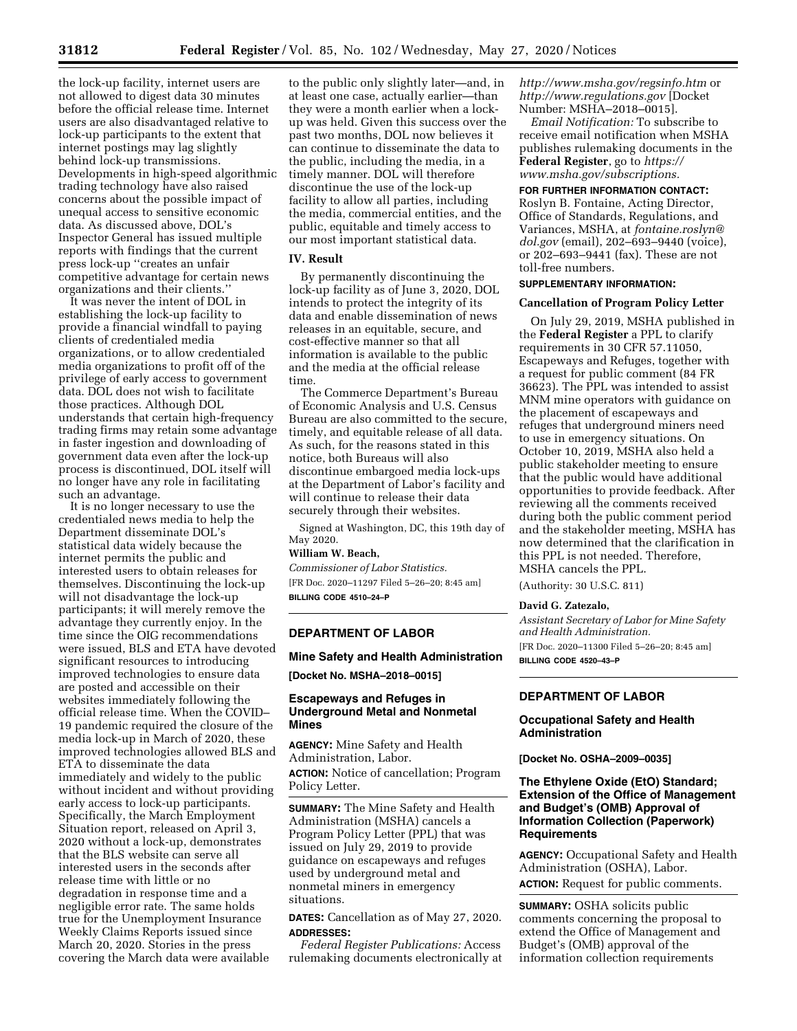the lock-up facility, internet users are not allowed to digest data 30 minutes before the official release time. Internet users are also disadvantaged relative to lock-up participants to the extent that internet postings may lag slightly behind lock-up transmissions. Developments in high-speed algorithmic trading technology have also raised concerns about the possible impact of unequal access to sensitive economic data. As discussed above, DOL's Inspector General has issued multiple reports with findings that the current press lock-up ''creates an unfair competitive advantage for certain news organizations and their clients.''

It was never the intent of DOL in establishing the lock-up facility to provide a financial windfall to paying clients of credentialed media organizations, or to allow credentialed media organizations to profit off of the privilege of early access to government data. DOL does not wish to facilitate those practices. Although DOL understands that certain high-frequency trading firms may retain some advantage in faster ingestion and downloading of government data even after the lock-up process is discontinued, DOL itself will no longer have any role in facilitating such an advantage.

It is no longer necessary to use the credentialed news media to help the Department disseminate DOL's statistical data widely because the internet permits the public and interested users to obtain releases for themselves. Discontinuing the lock-up will not disadvantage the lock-up participants; it will merely remove the advantage they currently enjoy. In the time since the OIG recommendations were issued, BLS and ETA have devoted significant resources to introducing improved technologies to ensure data are posted and accessible on their websites immediately following the official release time. When the COVID–19 pandemic required the closure of the media lock-up in March of 2020, these improved technologies allowed BLS and ETA to disseminate the data immediately and widely to the public without incident and without providing early access to lock-up participants. Specifically, the March Employment Situation report, released on April 3, 2020 without a lock-up, demonstrates that the BLS website can serve all interested users in the seconds after release time with little or no degradation in response time and a negligible error rate. The same holds true for the Unemployment Insurance Weekly Claims Reports issued since March 20, 2020. Stories in the press covering the March data were available to the public only slightly later—and, in at least one case, actually earlier—than they were a month earlier when a lock-up was held. Given this success over the past two months, DOL now believes it can continue to disseminate the data to the public, including the media, in a timely manner. DOL will therefore discontinue the use of the lock-up facility to allow all parties, including the media, commercial entities, and the public, equitable and timely access to our most important statistical data.

## IV. Result

By permanently discontinuing the lock-up facility as of June 3, 2020, DOL intends to protect the integrity of its data and enable dissemination of news releases in an equitable, secure, and cost-effective manner so that all information is available to the public and the media at the official release time.

The Commerce Department's Bureau of Economic Analysis and U.S. Census Bureau are also committed to the secure, timely, and equitable release of all data. As such, for the reasons stated in this notice, both Bureaus will also discontinue embargoed media lock-ups at the Department of Labor's facility and will continue to release their data securely through their websites.

Signed at Washington, DC, this 19th day of May 2020.

**William W. Beach,**

*Commissioner of Labor Statistics.*

[FR Doc. 2020–11297 Filed 5–26–20; 8:45 am]

**BILLING CODE 4510–24–P**

---

## DEPARTMENT OF LABOR

### Mine Safety and Health Administration

**[Docket No. MSHA–2018–0015]**

### Escapeways and Refuges in Underground Metal and Nonmetal Mines

**AGENCY:** Mine Safety and Health Administration, Labor.

**ACTION:** Notice of cancellation; Program Policy Letter.

**SUMMARY:** The Mine Safety and Health Administration (MSHA) cancels a Program Policy Letter (PPL) that was issued on July 29, 2019 to provide guidance on escapeways and refuges used by underground metal and nonmetal miners in emergency situations.

**DATES:** Cancellation as of May 27, 2020.

**ADDRESSES:**

*Federal Register Publications:* Access rulemaking documents electronically at *http://www.msha.gov/regsinfo.htm* or *http://www.regulations.gov* [Docket Number: MSHA–2018–0015].

*Email Notification:* To subscribe to receive email notification when MSHA publishes rulemaking documents in the **Federal Register**, go to *https://www.msha.gov/subscriptions.*

**FOR FURTHER INFORMATION CONTACT:** Roslyn B. Fontaine, Acting Director, Office of Standards, Regulations, and Variances, MSHA, at *fontaine.roslyn@dol.gov* (email), 202–693–9440 (voice), or 202–693–9441 (fax). These are not toll-free numbers.

**SUPPLEMENTARY INFORMATION:**

**Cancellation of Program Policy Letter**

On July 29, 2019, MSHA published in the **Federal Register** a PPL to clarify requirements in 30 CFR 57.11050, Escapeways and Refuges, together with a request for public comment (84 FR 36623). The PPL was intended to assist MNM mine operators with guidance on the placement of escapeways and refuges that underground miners need to use in emergency situations. On October 10, 2019, MSHA also held a public stakeholder meeting to ensure that the public would have additional opportunities to provide feedback. After reviewing all the comments received during both the public comment period and the stakeholder meeting, MSHA has now determined that the clarification in this PPL is not needed. Therefore, MSHA cancels the PPL.

(Authority: 30 U.S.C. 811)

**David G. Zatezalo,**

*Assistant Secretary of Labor for Mine Safety and Health Administration.*

[FR Doc. 2020–11300 Filed 5–26–20; 8:45 am]

**BILLING CODE 4520–43–P**

---

## DEPARTMENT OF LABOR

### Occupational Safety and Health Administration

**[Docket No. OSHA–2009–0035]**

### The Ethylene Oxide (EtO) Standard; Extension of the Office of Management and Budget's (OMB) Approval of Information Collection (Paperwork) Requirements

**AGENCY:** Occupational Safety and Health Administration (OSHA), Labor.

**ACTION:** Request for public comments.

**SUMMARY:** OSHA solicits public comments concerning the proposal to extend the Office of Management and Budget's (OMB) approval of the information collection requirements